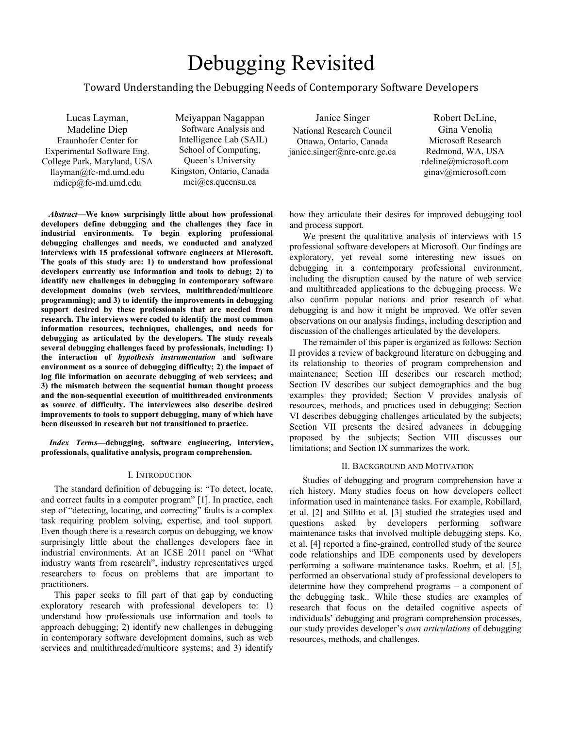# Debugging Revisited

## Toward Understanding the Debugging Needs of Contemporary Software Developers

Lucas Layman, Madeline Diep
Fraunhofer Center for Experimental Software Eng.
College Park, Maryland, USA
llayman@fc-md.umd.edu
mdiep@fc-md.umd.edu

Meiyappan Nagappan
Software Analysis and Intelligence Lab (SAIL)
School of Computing, Queen's University
Kingston, Ontario, Canada
mei@cs.queensu.ca

Janice Singer
National Research Council
Ottawa, Ontario, Canada
janice.singer@nrc-cnrc.gc.ca

Robert DeLine, Gina Venolia
Microsoft Research
Redmond, WA, USA
rdeline@microsoft.com
ginav@microsoft.com

***Abstract*—We know surprisingly little about how professional developers define debugging and the challenges they face in industrial environments. To begin exploring professional debugging challenges and needs, we conducted and analyzed interviews with 15 professional software engineers at Microsoft. The goals of this study are: 1) to understand how professional developers currently use information and tools to debug; 2) to identify new challenges in debugging in contemporary software development domains (web services, multithreaded/multicore programming); and 3) to identify the improvements in debugging support desired by these professionals that are needed from research. The interviews were coded to identify the most common information resources, techniques, challenges, and needs for debugging as articulated by the developers. The study reveals several debugging challenges faced by professionals, including: 1) the interaction of *hypothesis instrumentation* and software environment as a source of debugging difficulty; 2) the impact of log file information on accurate debugging of web services; and 3) the mismatch between the sequential human thought process and the non-sequential execution of multithreaded environments as source of difficulty. The interviewees also describe desired improvements to tools to support debugging, many of which have been discussed in research but not transitioned to practice.**

***Index Terms*—debugging, software engineering, interview, professionals, qualitative analysis, program comprehension.**

### I. Introduction

The standard definition of debugging is: "To detect, locate, and correct faults in a computer program" [1]. In practice, each step of "detecting, locating, and correcting" faults is a complex task requiring problem solving, expertise, and tool support. Even though there is a research corpus on debugging, we know surprisingly little about the challenges developers face in industrial environments. At an ICSE 2011 panel on "What industry wants from research", industry representatives urged researchers to focus on problems that are important to practitioners.

This paper seeks to fill part of that gap by conducting exploratory research with professional developers to: 1) understand how professionals use information and tools to approach debugging; 2) identify new challenges in debugging in contemporary software development domains, such as web services and multithreaded/multicore systems; and 3) identify how they articulate their desires for improved debugging tool and process support.

We present the qualitative analysis of interviews with 15 professional software developers at Microsoft. Our findings are exploratory, yet reveal some interesting new issues on debugging in a contemporary professional environment, including the disruption caused by the nature of web service and multithreaded applications to the debugging process. We also confirm popular notions and prior research of what debugging is and how it might be improved. We offer seven observations on our analysis findings, including description and discussion of the challenges articulated by the developers.

The remainder of this paper is organized as follows: Section II provides a review of background literature on debugging and its relationship to theories of program comprehension and maintenance; Section III describes our research method; Section IV describes our subject demographics and the bug examples they provided; Section V provides analysis of resources, methods, and practices used in debugging; Section VI describes debugging challenges articulated by the subjects; Section VII presents the desired advances in debugging proposed by the subjects; Section VIII discusses our limitations; and Section IX summarizes the work.

### II. Background and Motivation

Studies of debugging and program comprehension have a rich history. Many studies focus on how developers collect information used in maintenance tasks. For example, Robillard, et al. [2] and Sillito et al. [3] studied the strategies used and questions asked by developers performing software maintenance tasks that involved multiple debugging steps. Ko, et al. [4] reported a fine-grained, controlled study of the source code relationships and IDE components used by developers performing a software maintenance tasks. Roehm, et al. [5], performed an observational study of professional developers to determine how they comprehend programs – a component of the debugging task.. While these studies are examples of research that focus on the detailed cognitive aspects of individuals' debugging and program comprehension processes, our study provides developer's *own articulations* of debugging resources, methods, and challenges.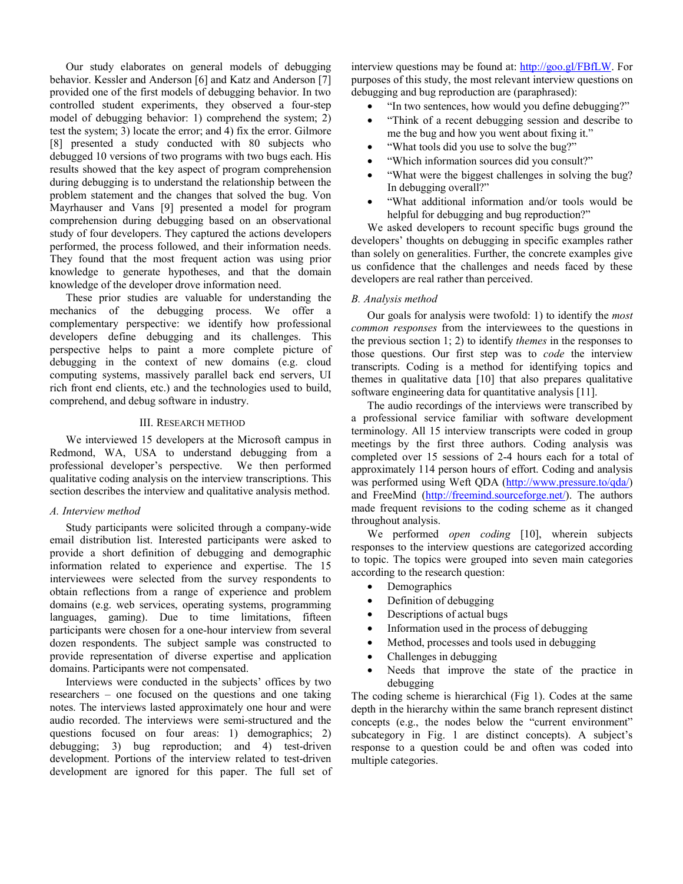Our study elaborates on general models of debugging behavior. Kessler and Anderson [6] and Katz and Anderson [7] provided one of the first models of debugging behavior. In two controlled student experiments, they observed a four-step model of debugging behavior: 1) comprehend the system; 2) test the system; 3) locate the error; and 4) fix the error. Gilmore [8] presented a study conducted with 80 subjects who debugged 10 versions of two programs with two bugs each. His results showed that the key aspect of program comprehension during debugging is to understand the relationship between the problem statement and the changes that solved the bug. Von Mayrhauser and Vans [9] presented a model for program comprehension during debugging based on an observational study of four developers. They captured the actions developers performed, the process followed, and their information needs. They found that the most frequent action was using prior knowledge to generate hypotheses, and that the domain knowledge of the developer drove information need.

These prior studies are valuable for understanding the mechanics of the debugging process. We offer a complementary perspective: we identify how professional developers define debugging and its challenges. This perspective helps to paint a more complete picture of debugging in the context of new domains (e.g. cloud computing systems, massively parallel back end servers, UI rich front end clients, etc.) and the technologies used to build, comprehend, and debug software in industry.

## III. Research Method

We interviewed 15 developers at the Microsoft campus in Redmond, WA, USA to understand debugging from a professional developer's perspective. We then performed qualitative coding analysis on the interview transcriptions. This section describes the interview and qualitative analysis method.

### A. Interview method

Study participants were solicited through a company-wide email distribution list. Interested participants were asked to provide a short definition of debugging and demographic information related to experience and expertise. The 15 interviewees were selected from the survey respondents to obtain reflections from a range of experience and problem domains (e.g. web services, operating systems, programming languages, gaming). Due to time limitations, fifteen participants were chosen for a one-hour interview from several dozen respondents. The subject sample was constructed to provide representation of diverse expertise and application domains. Participants were not compensated.

Interviews were conducted in the subjects' offices by two researchers – one focused on the questions and one taking notes. The interviews lasted approximately one hour and were audio recorded. The interviews were semi-structured and the questions focused on four areas: 1) demographics; 2) debugging; 3) bug reproduction; and 4) test-driven development. Portions of the interview related to test-driven development are ignored for this paper. The full set of interview questions may be found at: http://goo.gl/FBfLW. For purposes of this study, the most relevant interview questions on debugging and bug reproduction are (paraphrased):

- "In two sentences, how would you define debugging?"
- "Think of a recent debugging session and describe to me the bug and how you went about fixing it."
- "What tools did you use to solve the bug?"
- "Which information sources did you consult?"
- "What were the biggest challenges in solving the bug? In debugging overall?"
- "What additional information and/or tools would be helpful for debugging and bug reproduction?"

We asked developers to recount specific bugs ground the developers' thoughts on debugging in specific examples rather than solely on generalities. Further, the concrete examples give us confidence that the challenges and needs faced by these developers are real rather than perceived.

### B. Analysis method

Our goals for analysis were twofold: 1) to identify the *most common responses* from the interviewees to the questions in the previous section 1; 2) to identify *themes* in the responses to those questions. Our first step was to *code* the interview transcripts. Coding is a method for identifying topics and themes in qualitative data [10] that also prepares qualitative software engineering data for quantitative analysis [11].

The audio recordings of the interviews were transcribed by a professional service familiar with software development terminology. All 15 interview transcripts were coded in group meetings by the first three authors. Coding analysis was completed over 15 sessions of 2-4 hours each for a total of approximately 114 person hours of effort. Coding and analysis was performed using Weft QDA (http://www.pressure.to/qda/) and FreeMind (http://freemind.sourceforge.net/). The authors made frequent revisions to the coding scheme as it changed throughout analysis.

We performed *open coding* [10], wherein subjects responses to the interview questions are categorized according to topic. The topics were grouped into seven main categories according to the research question:

- Demographics
- Definition of debugging
- Descriptions of actual bugs
- Information used in the process of debugging
- Method, processes and tools used in debugging
- Challenges in debugging
- Needs that improve the state of the practice in debugging

The coding scheme is hierarchical (Fig 1). Codes at the same depth in the hierarchy within the same branch represent distinct concepts (e.g., the nodes below the "current environment" subcategory in Fig. 1 are distinct concepts). A subject's response to a question could be and often was coded into multiple categories.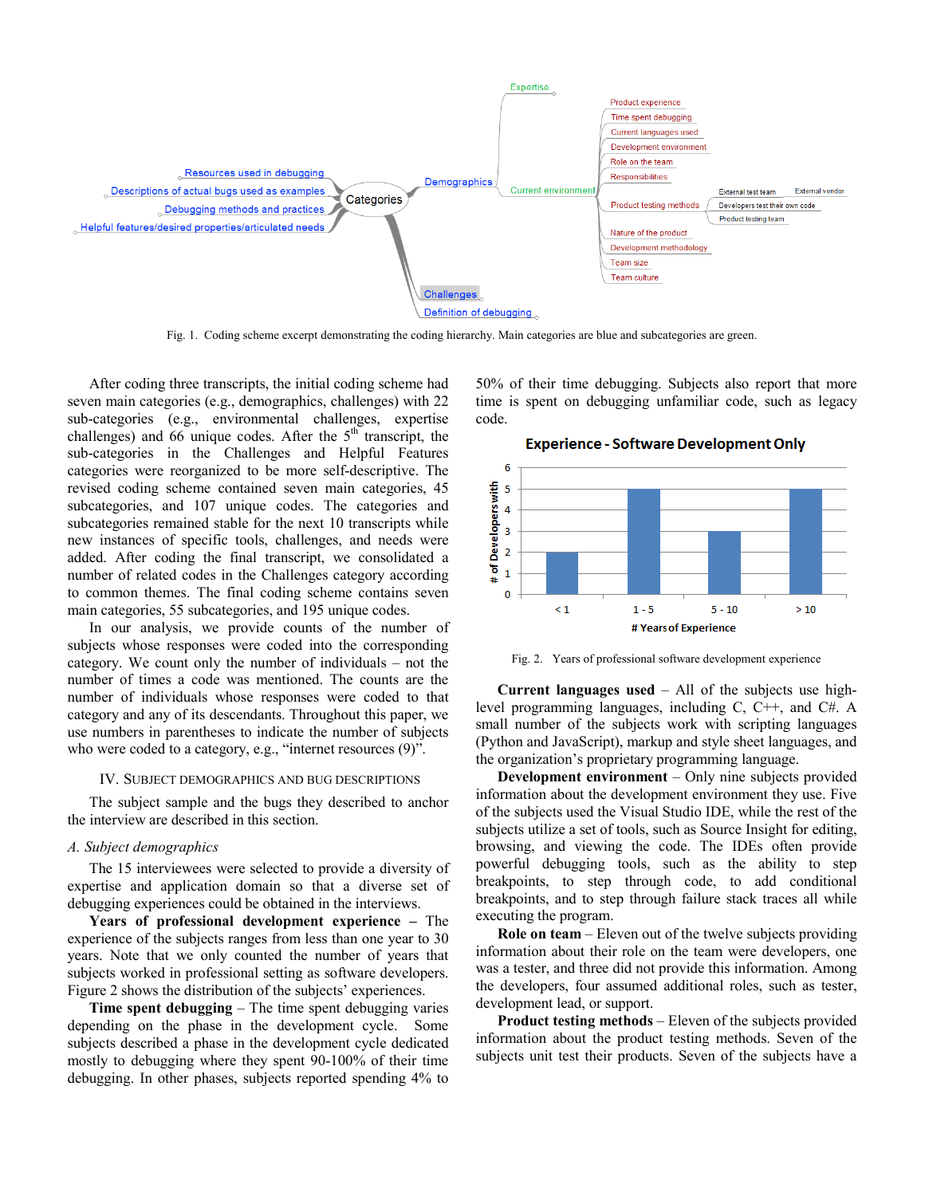Fig. 1. Coding scheme excerpt demonstrating the coding hierarchy. Main categories are blue and subcategories are green.

After coding three transcripts, the initial coding scheme had seven main categories (e.g., demographics, challenges) with 22 sub-categories (e.g., environmental challenges, expertise challenges) and 66 unique codes. After the 5th transcript, the sub-categories in the Challenges and Helpful Features categories were reorganized to be more self-descriptive. The revised coding scheme contained seven main categories, 45 subcategories, and 107 unique codes. The categories and subcategories remained stable for the next 10 transcripts while new instances of specific tools, challenges, and needs were added. After coding the final transcript, we consolidated a number of related codes in the Challenges category according to common themes. The final coding scheme contains seven main categories, 55 subcategories, and 195 unique codes.

In our analysis, we provide counts of the number of subjects whose responses were coded into the corresponding category. We count only the number of individuals – not the number of times a code was mentioned. The counts are the number of individuals whose responses were coded to that category and any of its descendants. Throughout this paper, we use numbers in parentheses to indicate the number of subjects who were coded to a category, e.g., "internet resources (9)".

## IV. Subject Demographics and Bug Descriptions

The subject sample and the bugs they described to anchor the interview are described in this section.

### A. Subject demographics

The 15 interviewees were selected to provide a diversity of expertise and application domain so that a diverse set of debugging experiences could be obtained in the interviews.

**Years of professional development experience** – The experience of the subjects ranges from less than one year to 30 years. Note that we only counted the number of years that subjects worked in professional setting as software developers. Figure 2 shows the distribution of the subjects' experiences.

**Time spent debugging** – The time spent debugging varies depending on the phase in the development cycle. Some subjects described a phase in the development cycle dedicated mostly to debugging where they spent 90-100% of their time debugging. In other phases, subjects reported spending 4% to 50% of their time debugging. Subjects also report that more time is spent on debugging unfamiliar code, such as legacy code.

Fig. 2. Years of professional software development experience

**Current languages used** – All of the subjects use high-level programming languages, including C, C++, and C#. A small number of the subjects work with scripting languages (Python and JavaScript), markup and style sheet languages, and the organization's proprietary programming language.

**Development environment** – Only nine subjects provided information about the development environment they use. Five of the subjects used the Visual Studio IDE, while the rest of the subjects utilize a set of tools, such as Source Insight for editing, browsing, and viewing the code. The IDEs often provide powerful debugging tools, such as the ability to step breakpoints, to step through code, to add conditional breakpoints, and to step through failure stack traces all while executing the program.

**Role on team** – Eleven out of the twelve subjects providing information about their role on the team were developers, one was a tester, and three did not provide this information. Among the developers, four assumed additional roles, such as tester, development lead, or support.

**Product testing methods** – Eleven of the subjects provided information about the product testing methods. Seven of the subjects unit test their products. Seven of the subjects have a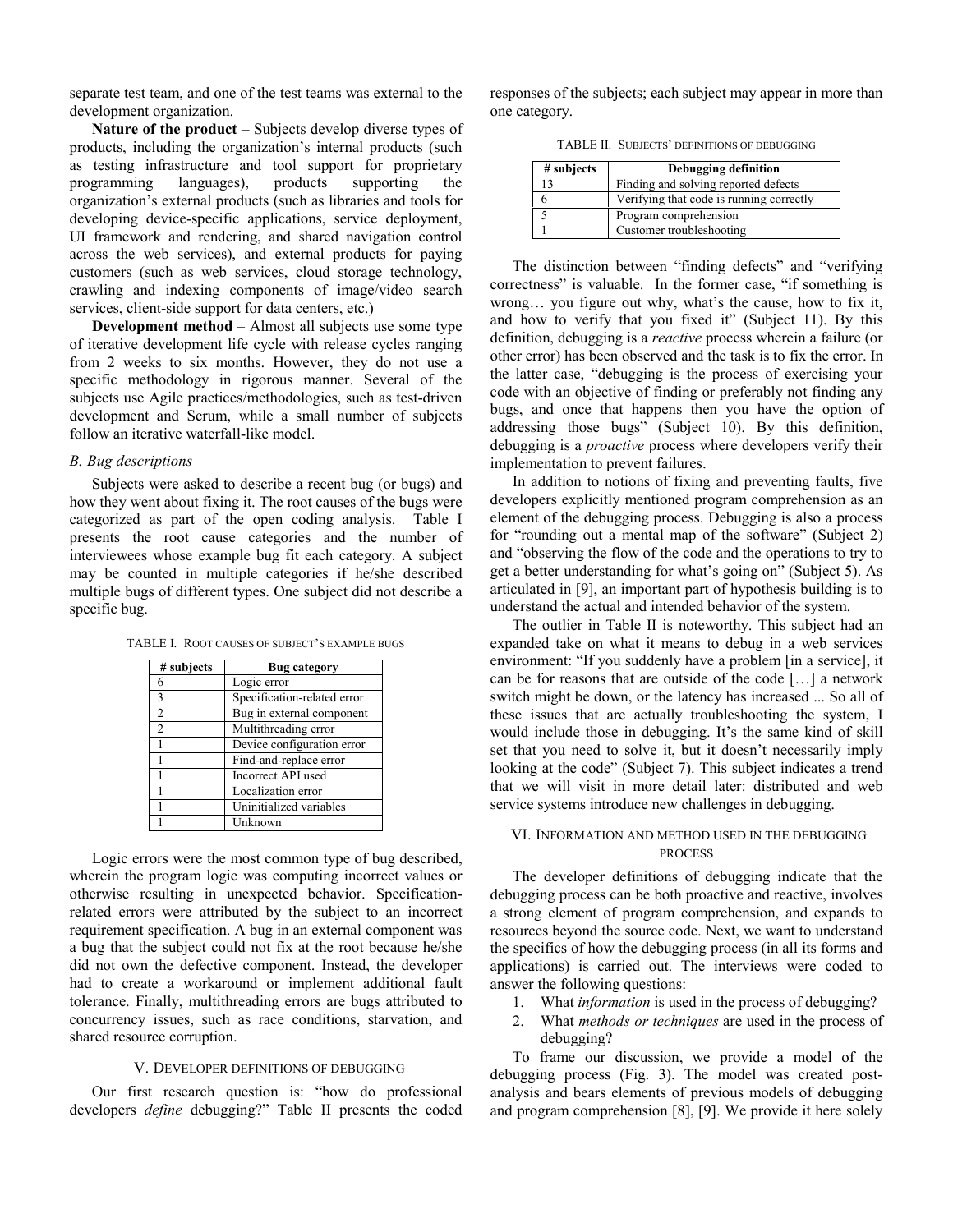separate test team, and one of the test teams was external to the development organization.

**Nature of the product** – Subjects develop diverse types of products, including the organization's internal products (such as testing infrastructure and tool support for proprietary programming languages), products supporting the organization's external products (such as libraries and tools for developing device-specific applications, service deployment, UI framework and rendering, and shared navigation control across the web services), and external products for paying customers (such as web services, cloud storage technology, crawling and indexing components of image/video search services, client-side support for data centers, etc.)

**Development method** – Almost all subjects use some type of iterative development life cycle with release cycles ranging from 2 weeks to six months. However, they do not use a specific methodology in rigorous manner. Several of the subjects use Agile practices/methodologies, such as test-driven development and Scrum, while a small number of subjects follow an iterative waterfall-like model.

### *B. Bug descriptions*

Subjects were asked to describe a recent bug (or bugs) and how they went about fixing it. The root causes of the bugs were categorized as part of the open coding analysis. Table I presents the root cause categories and the number of interviewees whose example bug fit each category. A subject may be counted in multiple categories if he/she described multiple bugs of different types. One subject did not describe a specific bug.

TABLE I. ROOT CAUSES OF SUBJECT'S EXAMPLE BUGS

| # subjects | Bug category |
|---|---|
| 6 | Logic error |
| 3 | Specification-related error |
| 2 | Bug in external component |
| 2 | Multithreading error |
| 1 | Device configuration error |
| 1 | Find-and-replace error |
| 1 | Incorrect API used |
| 1 | Localization error |
| 1 | Uninitialized variables |
| 1 | Unknown |

Logic errors were the most common type of bug described, wherein the program logic was computing incorrect values or otherwise resulting in unexpected behavior. Specification-related errors were attributed by the subject to an incorrect requirement specification. A bug in an external component was a bug that the subject could not fix at the root because he/she did not own the defective component. Instead, the developer had to create a workaround or implement additional fault tolerance. Finally, multithreading errors are bugs attributed to concurrency issues, such as race conditions, starvation, and shared resource corruption.

## V. DEVELOPER DEFINITIONS OF DEBUGGING

Our first research question is: "how do professional developers *define* debugging?" Table II presents the coded responses of the subjects; each subject may appear in more than one category.

TABLE II. SUBJECTS' DEFINITIONS OF DEBUGGING

| # subjects | Debugging definition |
|---|---|
| 13 | Finding and solving reported defects |
| 6 | Verifying that code is running correctly |
| 5 | Program comprehension |
| 1 | Customer troubleshooting |

The distinction between "finding defects" and "verifying correctness" is valuable. In the former case, "if something is wrong… you figure out why, what's the cause, how to fix it, and how to verify that you fixed it" (Subject 11). By this definition, debugging is a *reactive* process wherein a failure (or other error) has been observed and the task is to fix the error. In the latter case, "debugging is the process of exercising your code with an objective of finding or preferably not finding any bugs, and once that happens then you have the option of addressing those bugs" (Subject 10). By this definition, debugging is a *proactive* process where developers verify their implementation to prevent failures.

In addition to notions of fixing and preventing faults, five developers explicitly mentioned program comprehension as an element of the debugging process. Debugging is also a process for "rounding out a mental map of the software" (Subject 2) and "observing the flow of the code and the operations to try to get a better understanding for what's going on" (Subject 5). As articulated in [9], an important part of hypothesis building is to understand the actual and intended behavior of the system.

The outlier in Table II is noteworthy. This subject had an expanded take on what it means to debug in a web services environment: "If you suddenly have a problem [in a service], it can be for reasons that are outside of the code […] a network switch might be down, or the latency has increased ... So all of these issues that are actually troubleshooting the system, I would include those in debugging. It's the same kind of skill set that you need to solve it, but it doesn't necessarily imply looking at the code" (Subject 7). This subject indicates a trend that we will visit in more detail later: distributed and web service systems introduce new challenges in debugging.

## VI. INFORMATION AND METHOD USED IN THE DEBUGGING PROCESS

The developer definitions of debugging indicate that the debugging process can be both proactive and reactive, involves a strong element of program comprehension, and expands to resources beyond the source code. Next, we want to understand the specifics of how the debugging process (in all its forms and applications) is carried out. The interviews were coded to answer the following questions:

1. What *information* is used in the process of debugging?
2. What *methods or techniques* are used in the process of debugging?

To frame our discussion, we provide a model of the debugging process (Fig. 3). The model was created post-analysis and bears elements of previous models of debugging and program comprehension [8], [9]. We provide it here solely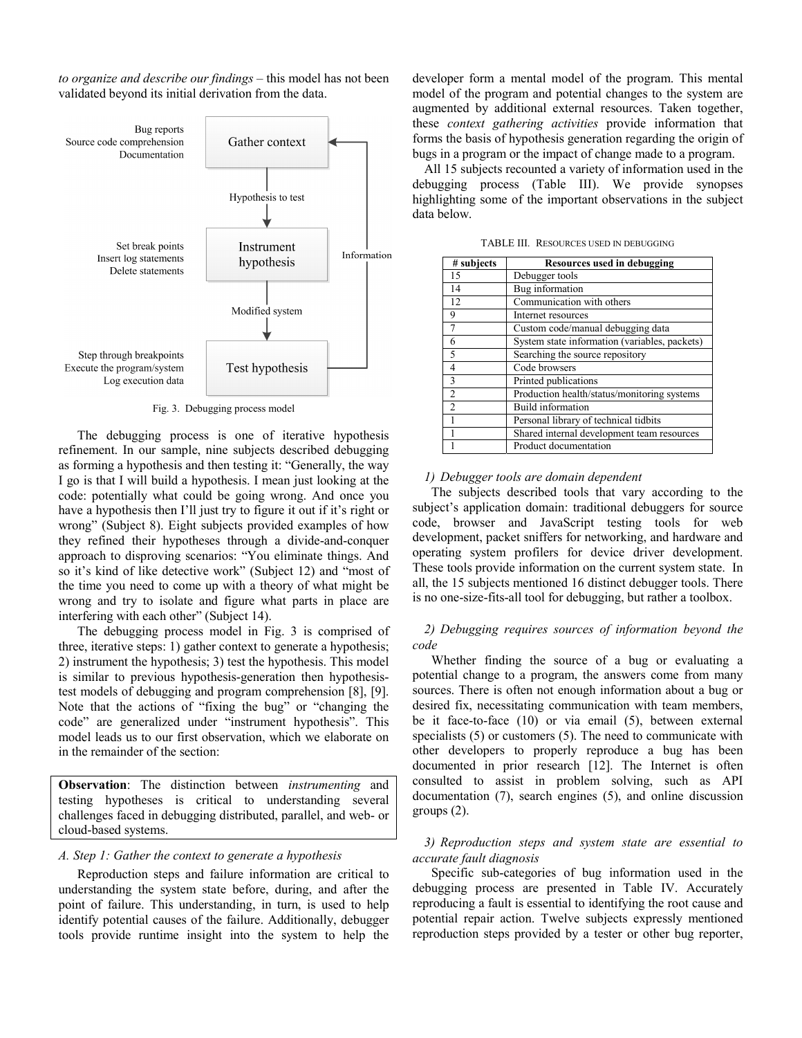*to organize and describe our findings* – this model has not been validated beyond its initial derivation from the data.

Fig. 3. Debugging process model

The debugging process is one of iterative hypothesis refinement. In our sample, nine subjects described debugging as forming a hypothesis and then testing it: "Generally, the way I go is that I will build a hypothesis. I mean just looking at the code: potentially what could be going wrong. And once you have a hypothesis then I'll just try to figure it out if it's right or wrong" (Subject 8). Eight subjects provided examples of how they refined their hypotheses through a divide-and-conquer approach to disproving scenarios: "You eliminate things. And so it's kind of like detective work" (Subject 12) and "most of the time you need to come up with a theory of what might be wrong and try to isolate and figure what parts in place are interfering with each other" (Subject 14).

The debugging process model in Fig. 3 is comprised of three, iterative steps: 1) gather context to generate a hypothesis; 2) instrument the hypothesis; 3) test the hypothesis. This model is similar to previous hypothesis-generation then hypothesis-test models of debugging and program comprehension [8], [9]. Note that the actions of "fixing the bug" or "changing the code" are generalized under "instrument hypothesis". This model leads us to our first observation, which we elaborate on in the remainder of the section:

> **Observation**: The distinction between *instrumenting* and testing hypotheses is critical to understanding several challenges faced in debugging distributed, parallel, and web- or cloud-based systems.

### A. Step 1: Gather the context to generate a hypothesis

Reproduction steps and failure information are critical to understanding the system state before, during, and after the point of failure. This understanding, in turn, is used to help identify potential causes of the failure. Additionally, debugger tools provide runtime insight into the system to help the developer form a mental model of the program. This mental model of the program and potential changes to the system are augmented by additional external resources. Taken together, these *context gathering activities* provide information that forms the basis of hypothesis generation regarding the origin of bugs in a program or the impact of change made to a program.

All 15 subjects recounted a variety of information used in the debugging process (Table III). We provide synopses highlighting some of the important observations in the subject data below.

TABLE III. RESOURCES USED IN DEBUGGING

| # subjects | Resources used in debugging |
|---|---|
| 15 | Debugger tools |
| 14 | Bug information |
| 12 | Communication with others |
| 9 | Internet resources |
| 7 | Custom code/manual debugging data |
| 6 | System state information (variables, packets) |
| 5 | Searching the source repository |
| 4 | Code browsers |
| 3 | Printed publications |
| 2 | Production health/status/monitoring systems |
| 2 | Build information |
| 1 | Personal library of technical tidbits |
| 1 | Shared internal development team resources |
| 1 | Product documentation |

#### *1) Debugger tools are domain dependent*

The subjects described tools that vary according to the subject's application domain: traditional debuggers for source code, browser and JavaScript testing tools for web development, packet sniffers for networking, and hardware and operating system profilers for device driver development. These tools provide information on the current system state. In all, the 15 subjects mentioned 16 distinct debugger tools. There is no one-size-fits-all tool for debugging, but rather a toolbox.

#### *2) Debugging requires sources of information beyond the code*

Whether finding the source of a bug or evaluating a potential change to a program, the answers come from many sources. There is often not enough information about a bug or desired fix, necessitating communication with team members, be it face-to-face (10) or via email (5), between external specialists (5) or customers (5). The need to communicate with other developers to properly reproduce a bug has been documented in prior research [12]. The Internet is often consulted to assist in problem solving, such as API documentation (7), search engines (5), and online discussion groups (2).

#### *3) Reproduction steps and system state are essential to accurate fault diagnosis*

Specific sub-categories of bug information used in the debugging process are presented in Table IV. Accurately reproducing a fault is essential to identifying the root cause and potential repair action. Twelve subjects expressly mentioned reproduction steps provided by a tester or other bug reporter,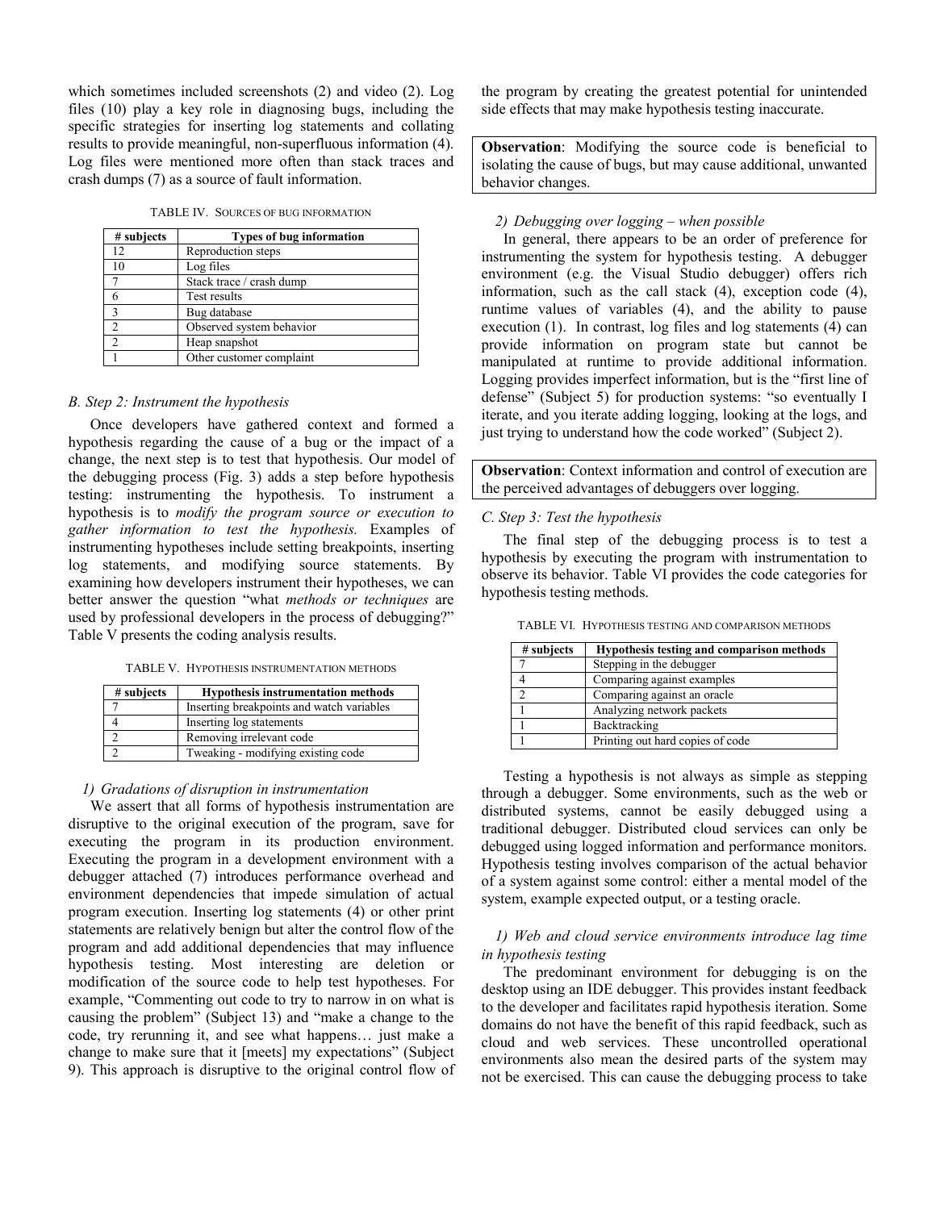which sometimes included screenshots (2) and video (2). Log files (10) play a key role in diagnosing bugs, including the specific strategies for inserting log statements and collating results to provide meaningful, non-superfluous information (4). Log files were mentioned more often than stack traces and crash dumps (7) as a source of fault information.

TABLE IV. SOURCES OF BUG INFORMATION

| # subjects | Types of bug information |
|---|---|
| 12 | Reproduction steps |
| 10 | Log files |
| 7 | Stack trace / crash dump |
| 6 | Test results |
| 3 | Bug database |
| 2 | Observed system behavior |
| 2 | Heap snapshot |
| 1 | Other customer complaint |

### B. Step 2: Instrument the hypothesis

Once developers have gathered context and formed a hypothesis regarding the cause of a bug or the impact of a change, the next step is to test that hypothesis. Our model of the debugging process (Fig. 3) adds a step before hypothesis testing: instrumenting the hypothesis. To instrument a hypothesis is to *modify the program source or execution to gather information to test the hypothesis.* Examples of instrumenting hypotheses include setting breakpoints, inserting log statements, and modifying source statements. By examining how developers instrument their hypotheses, we can better answer the question "what *methods or techniques* are used by professional developers in the process of debugging?" Table V presents the coding analysis results.

TABLE V. HYPOTHESIS INSTRUMENTATION METHODS

| # subjects | Hypothesis instrumentation methods |
|---|---|
| 7 | Inserting breakpoints and watch variables |
| 4 | Inserting log statements |
| 2 | Removing irrelevant code |
| 2 | Tweaking - modifying existing code |

#### 1) Gradations of disruption in instrumentation

We assert that all forms of hypothesis instrumentation are disruptive to the original execution of the program, save for executing the program in its production environment. Executing the program in a development environment with a debugger attached (7) introduces performance overhead and environment dependencies that impede simulation of actual program execution. Inserting log statements (4) or other print statements are relatively benign but alter the control flow of the program and add additional dependencies that may influence hypothesis testing. Most interesting are deletion or modification of the source code to help test hypotheses. For example, "Commenting out code to try to narrow in on what is causing the problem" (Subject 13) and "make a change to the code, try rerunning it, and see what happens… just make a change to make sure that it [meets] my expectations" (Subject 9). This approach is disruptive to the original control flow of the program by creating the greatest potential for unintended side effects that may make hypothesis testing inaccurate.

**Observation**: Modifying the source code is beneficial to isolating the cause of bugs, but may cause additional, unwanted behavior changes.

#### 2) Debugging over logging – when possible

In general, there appears to be an order of preference for instrumenting the system for hypothesis testing. A debugger environment (e.g. the Visual Studio debugger) offers rich information, such as the call stack (4), exception code (4), runtime values of variables (4), and the ability to pause execution (1). In contrast, log files and log statements (4) can provide information on program state but cannot be manipulated at runtime to provide additional information. Logging provides imperfect information, but is the "first line of defense" (Subject 5) for production systems: "so eventually I iterate, and you iterate adding logging, looking at the logs, and just trying to understand how the code worked" (Subject 2).

**Observation**: Context information and control of execution are the perceived advantages of debuggers over logging.

### C. Step 3: Test the hypothesis

The final step of the debugging process is to test a hypothesis by executing the program with instrumentation to observe its behavior. Table VI provides the code categories for hypothesis testing methods.

TABLE VI. HYPOTHESIS TESTING AND COMPARISON METHODS

| # subjects | Hypothesis testing and comparison methods |
|---|---|
| 7 | Stepping in the debugger |
| 4 | Comparing against examples |
| 2 | Comparing against an oracle |
| 1 | Analyzing network packets |
| 1 | Backtracking |
| 1 | Printing out hard copies of code |

Testing a hypothesis is not always as simple as stepping through a debugger. Some environments, such as the web or distributed systems, cannot be easily debugged using a traditional debugger. Distributed cloud services can only be debugged using logged information and performance monitors. Hypothesis testing involves comparison of the actual behavior of a system against some control: either a mental model of the system, example expected output, or a testing oracle.

#### 1) Web and cloud service environments introduce lag time in hypothesis testing

The predominant environment for debugging is on the desktop using an IDE debugger. This provides instant feedback to the developer and facilitates rapid hypothesis iteration. Some domains do not have the benefit of this rapid feedback, such as cloud and web services. These uncontrolled operational environments also mean the desired parts of the system may not be exercised. This can cause the debugging process to take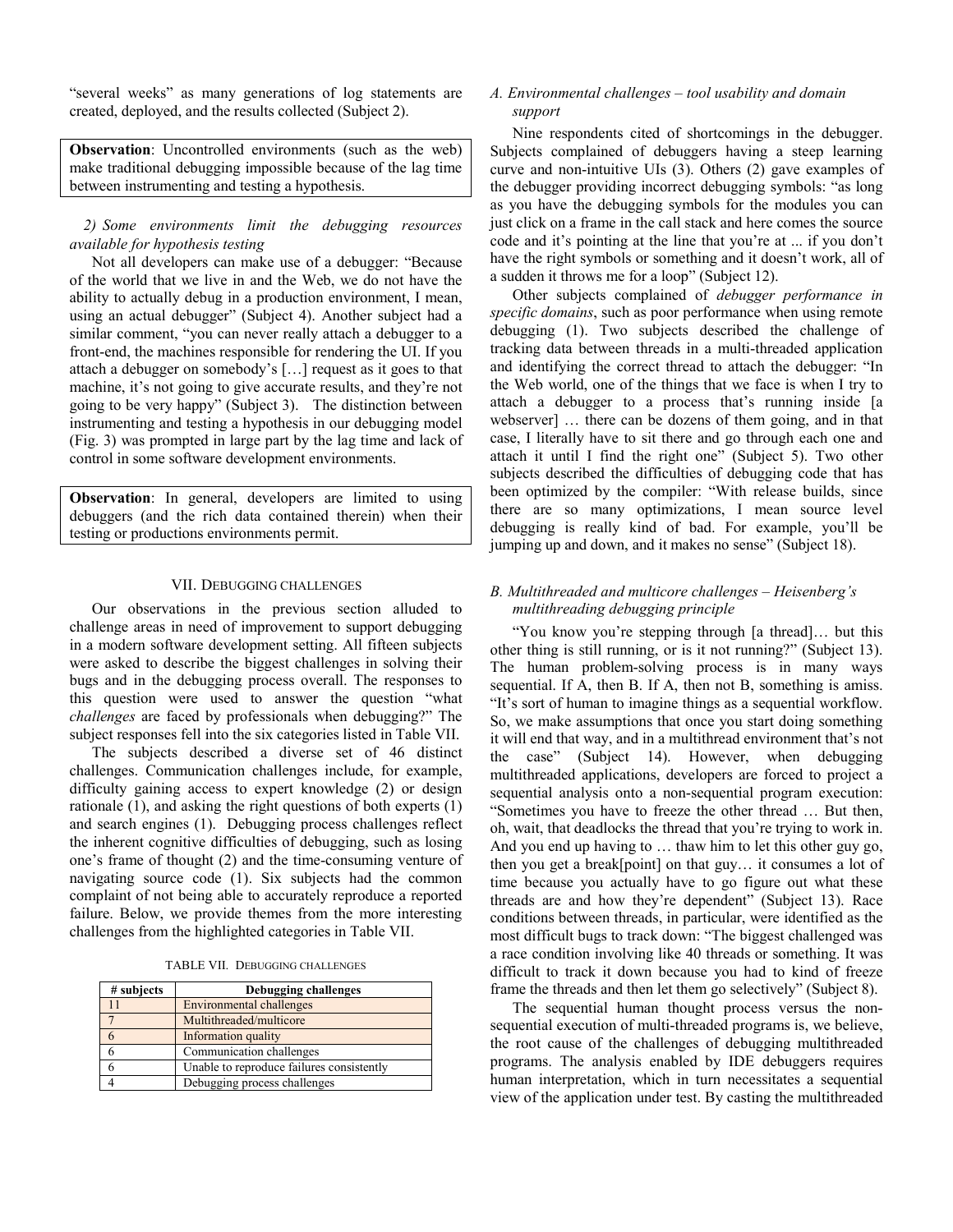"several weeks" as many generations of log statements are created, deployed, and the results collected (Subject 2).

> **Observation**: Uncontrolled environments (such as the web) make traditional debugging impossible because of the lag time between instrumenting and testing a hypothesis.

*2) Some environments limit the debugging resources available for hypothesis testing*

Not all developers can make use of a debugger: "Because of the world that we live in and the Web, we do not have the ability to actually debug in a production environment, I mean, using an actual debugger" (Subject 4). Another subject had a similar comment, "you can never really attach a debugger to a front-end, the machines responsible for rendering the UI. If you attach a debugger on somebody's […] request as it goes to that machine, it's not going to give accurate results, and they're not going to be very happy" (Subject 3). The distinction between instrumenting and testing a hypothesis in our debugging model (Fig. 3) was prompted in large part by the lag time and lack of control in some software development environments.

> **Observation**: In general, developers are limited to using debuggers (and the rich data contained therein) when their testing or productions environments permit.

## VII. Debugging Challenges

Our observations in the previous section alluded to challenge areas in need of improvement to support debugging in a modern software development setting. All fifteen subjects were asked to describe the biggest challenges in solving their bugs and in the debugging process overall. The responses to this question were used to answer the question "what *challenges* are faced by professionals when debugging?" The subject responses fell into the six categories listed in Table VII.

The subjects described a diverse set of 46 distinct challenges. Communication challenges include, for example, difficulty gaining access to expert knowledge (2) or design rationale (1), and asking the right questions of both experts (1) and search engines (1). Debugging process challenges reflect the inherent cognitive difficulties of debugging, such as losing one's frame of thought (2) and the time-consuming venture of navigating source code (1). Six subjects had the common complaint of not being able to accurately reproduce a reported failure. Below, we provide themes from the more interesting challenges from the highlighted categories in Table VII.

TABLE VII. Debugging Challenges

| # subjects | Debugging challenges |
|---|---|
| 11 | Environmental challenges |
| 7 | Multithreaded/multicore |
| 6 | Information quality |
| 6 | Communication challenges |
| 6 | Unable to reproduce failures consistently |
| 4 | Debugging process challenges |

### A. Environmental challenges – tool usability and domain support

Nine respondents cited of shortcomings in the debugger. Subjects complained of debuggers having a steep learning curve and non-intuitive UIs (3). Others (2) gave examples of the debugger providing incorrect debugging symbols: "as long as you have the debugging symbols for the modules you can just click on a frame in the call stack and here comes the source code and it's pointing at the line that you're at ... if you don't have the right symbols or something and it doesn't work, all of a sudden it throws me for a loop" (Subject 12).

Other subjects complained of *debugger performance in specific domains*, such as poor performance when using remote debugging (1). Two subjects described the challenge of tracking data between threads in a multi-threaded application and identifying the correct thread to attach the debugger: "In the Web world, one of the things that we face is when I try to attach a debugger to a process that's running inside [a webserver] … there can be dozens of them going, and in that case, I literally have to sit there and go through each one and attach it until I find the right one" (Subject 5). Two other subjects described the difficulties of debugging code that has been optimized by the compiler: "With release builds, since there are so many optimizations, I mean source level debugging is really kind of bad. For example, you'll be jumping up and down, and it makes no sense" (Subject 18).

### B. Multithreaded and multicore challenges – Heisenberg's multithreading debugging principle

"You know you're stepping through [a thread]… but this other thing is still running, or is it not running?" (Subject 13). The human problem-solving process is in many ways sequential. If A, then B. If A, then not B, something is amiss. "It's sort of human to imagine things as a sequential workflow. So, we make assumptions that once you start doing something it will end that way, and in a multithread environment that's not the case" (Subject 14). However, when debugging multithreaded applications, developers are forced to project a sequential analysis onto a non-sequential program execution: "Sometimes you have to freeze the other thread … But then, oh, wait, that deadlocks the thread that you're trying to work in. And you end up having to … thaw him to let this other guy go, then you get a break[point] on that guy… it consumes a lot of time because you actually have to go figure out what these threads are and how they're dependent" (Subject 13). Race conditions between threads, in particular, were identified as the most difficult bugs to track down: "The biggest challenged was a race condition involving like 40 threads or something. It was difficult to track it down because you had to kind of freeze frame the threads and then let them go selectively" (Subject 8).

The sequential human thought process versus the non-sequential execution of multi-threaded programs is, we believe, the root cause of the challenges of debugging multithreaded programs. The analysis enabled by IDE debuggers requires human interpretation, which in turn necessitates a sequential view of the application under test. By casting the multithreaded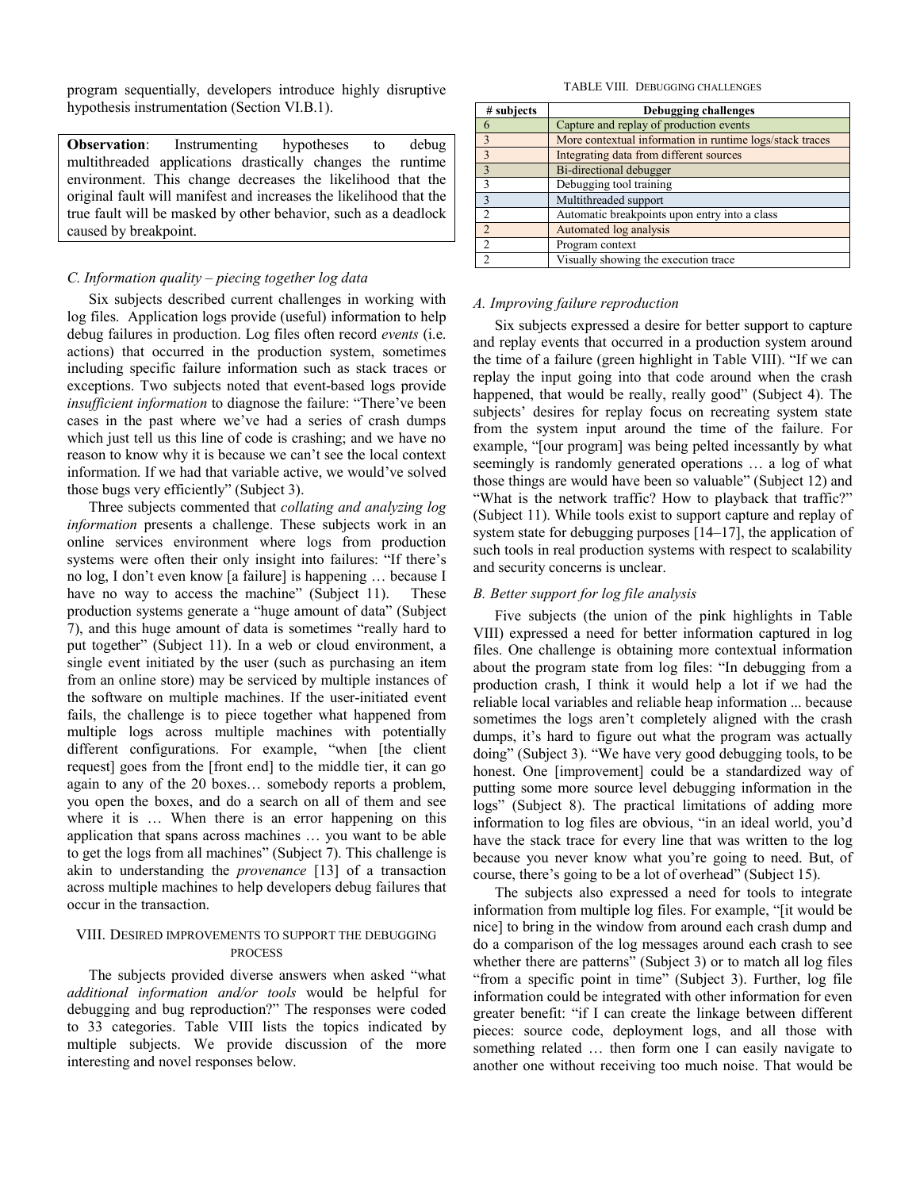program sequentially, developers introduce highly disruptive hypothesis instrumentation (Section VI.B.1).

> **Observation**: Instrumenting hypotheses to debug multithreaded applications drastically changes the runtime environment. This change decreases the likelihood that the original fault will manifest and increases the likelihood that the true fault will be masked by other behavior, such as a deadlock caused by breakpoint.

### C. Information quality – piecing together log data

Six subjects described current challenges in working with log files. Application logs provide (useful) information to help debug failures in production. Log files often record *events* (i.e. actions) that occurred in the production system, sometimes including specific failure information such as stack traces or exceptions. Two subjects noted that event-based logs provide *insufficient information* to diagnose the failure: "There've been cases in the past where we've had a series of crash dumps which just tell us this line of code is crashing; and we have no reason to know why it is because we can't see the local context information. If we had that variable active, we would've solved those bugs very efficiently" (Subject 3).

Three subjects commented that *collating and analyzing log information* presents a challenge. These subjects work in an online services environment where logs from production systems were often their only insight into failures: "If there's no log, I don't even know [a failure] is happening … because I have no way to access the machine" (Subject 11). These production systems generate a "huge amount of data" (Subject 7), and this huge amount of data is sometimes "really hard to put together" (Subject 11). In a web or cloud environment, a single event initiated by the user (such as purchasing an item from an online store) may be serviced by multiple instances of the software on multiple machines. If the user-initiated event fails, the challenge is to piece together what happened from multiple logs across multiple machines with potentially different configurations. For example, "when [the client request] goes from the [front end] to the middle tier, it can go again to any of the 20 boxes… somebody reports a problem, you open the boxes, and do a search on all of them and see where it is … When there is an error happening on this application that spans across machines … you want to be able to get the logs from all machines" (Subject 7). This challenge is akin to understanding the *provenance* [13] of a transaction across multiple machines to help developers debug failures that occur in the transaction.

## VIII. Desired improvements to support the debugging process

The subjects provided diverse answers when asked "what *additional information and/or tools* would be helpful for debugging and bug reproduction?" The responses were coded to 33 categories. Table VIII lists the topics indicated by multiple subjects. We provide discussion of the more interesting and novel responses below.

TABLE VIII. Debugging challenges

| # subjects | Debugging challenges |
|---|---|
| 6 | Capture and replay of production events |
| 3 | More contextual information in runtime logs/stack traces |
| 3 | Integrating data from different sources |
| 3 | Bi-directional debugger |
| 3 | Debugging tool training |
| 3 | Multithreaded support |
| 2 | Automatic breakpoints upon entry into a class |
| 2 | Automated log analysis |
| 2 | Program context |
| 2 | Visually showing the execution trace |

### A. Improving failure reproduction

Six subjects expressed a desire for better support to capture and replay events that occurred in a production system around the time of a failure (green highlight in Table VIII). "If we can replay the input going into that code around when the crash happened, that would be really, really good" (Subject 4). The subjects' desires for replay focus on recreating system state from the system input around the time of the failure. For example, "[our program] was being pelted incessantly by what seemingly is randomly generated operations … a log of what those things are would have been so valuable" (Subject 12) and "What is the network traffic? How to playback that traffic?" (Subject 11). While tools exist to support capture and replay of system state for debugging purposes [14–17], the application of such tools in real production systems with respect to scalability and security concerns is unclear.

### B. Better support for log file analysis

Five subjects (the union of the pink highlights in Table VIII) expressed a need for better information captured in log files. One challenge is obtaining more contextual information about the program state from log files: "In debugging from a production crash, I think it would help a lot if we had the reliable local variables and reliable heap information ... because sometimes the logs aren't completely aligned with the crash dumps, it's hard to figure out what the program was actually doing" (Subject 3). "We have very good debugging tools, to be honest. One [improvement] could be a standardized way of putting some more source level debugging information in the logs" (Subject 8). The practical limitations of adding more information to log files are obvious, "in an ideal world, you'd have the stack trace for every line that was written to the log because you never know what you're going to need. But, of course, there's going to be a lot of overhead" (Subject 15).

The subjects also expressed a need for tools to integrate information from multiple log files. For example, "[it would be nice] to bring in the window from around each crash dump and do a comparison of the log messages around each crash to see whether there are patterns" (Subject 3) or to match all log files "from a specific point in time" (Subject 3). Further, log file information could be integrated with other information for even greater benefit: "if I can create the linkage between different pieces: source code, deployment logs, and all those with something related … then form one I can easily navigate to another one without receiving too much noise. That would be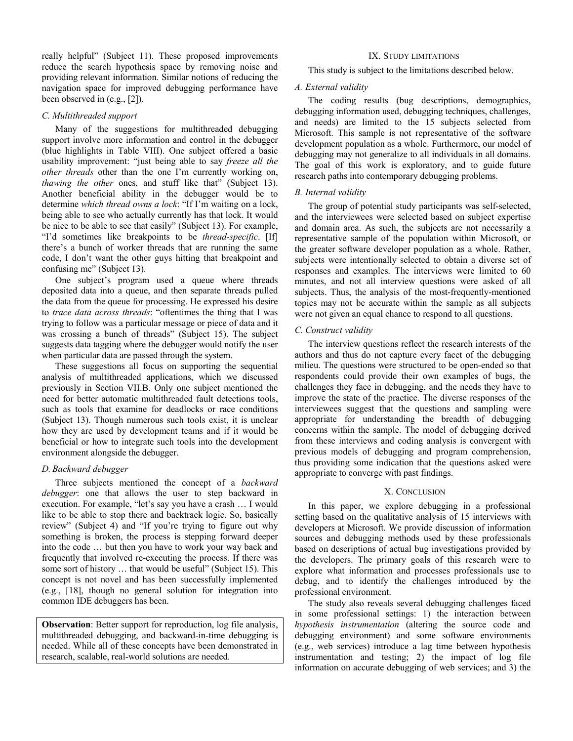really helpful" (Subject 11). These proposed improvements reduce the search hypothesis space by removing noise and providing relevant information. Similar notions of reducing the navigation space for improved debugging performance have been observed in (e.g., [2]).

### *C. Multithreaded support*

Many of the suggestions for multithreaded debugging support involve more information and control in the debugger (blue highlights in Table VIII). One subject offered a basic usability improvement: "just being able to say *freeze all the other threads* other than the one I'm currently working on, *thawing the other* ones, and stuff like that" (Subject 13). Another beneficial ability in the debugger would be to determine *which thread owns a lock*: "If I'm waiting on a lock, being able to see who actually currently has that lock. It would be nice to be able to see that easily" (Subject 13). For example, "I'd sometimes like breakpoints to be *thread-specific*. [If] there's a bunch of worker threads that are running the same code, I don't want the other guys hitting that breakpoint and confusing me" (Subject 13).

One subject's program used a queue where threads deposited data into a queue, and then separate threads pulled the data from the queue for processing. He expressed his desire to *trace data across threads*: "oftentimes the thing that I was trying to follow was a particular message or piece of data and it was crossing a bunch of threads" (Subject 15). The subject suggests data tagging where the debugger would notify the user when particular data are passed through the system.

These suggestions all focus on supporting the sequential analysis of multithreaded applications, which we discussed previously in Section VII.B. Only one subject mentioned the need for better automatic multithreaded fault detections tools, such as tools that examine for deadlocks or race conditions (Subject 13). Though numerous such tools exist, it is unclear how they are used by development teams and if it would be beneficial or how to integrate such tools into the development environment alongside the debugger.

### *D. Backward debugger*

Three subjects mentioned the concept of a *backward debugger*: one that allows the user to step backward in execution. For example, "let's say you have a crash … I would like to be able to stop there and backtrack logic. So, basically review" (Subject 4) and "If you're trying to figure out why something is broken, the process is stepping forward deeper into the code … but then you have to work your way back and frequently that involved re-executing the process. If there was some sort of history … that would be useful" (Subject 15). This concept is not novel and has been successfully implemented (e.g., [18], though no general solution for integration into common IDE debuggers has been.

**Observation**: Better support for reproduction, log file analysis, multithreaded debugging, and backward-in-time debugging is needed. While all of these concepts have been demonstrated in research, scalable, real-world solutions are needed.

## IX. Study Limitations

This study is subject to the limitations described below.

### *A. External validity*

The coding results (bug descriptions, demographics, debugging information used, debugging techniques, challenges, and needs) are limited to the 15 subjects selected from Microsoft. This sample is not representative of the software development population as a whole. Furthermore, our model of debugging may not generalize to all individuals in all domains. The goal of this work is exploratory, and to guide future research paths into contemporary debugging problems.

### *B. Internal validity*

The group of potential study participants was self-selected, and the interviewees were selected based on subject expertise and domain area. As such, the subjects are not necessarily a representative sample of the population within Microsoft, or the greater software developer population as a whole. Rather, subjects were intentionally selected to obtain a diverse set of responses and examples. The interviews were limited to 60 minutes, and not all interview questions were asked of all subjects. Thus, the analysis of the most-frequently-mentioned topics may not be accurate within the sample as all subjects were not given an equal chance to respond to all questions.

### *C. Construct validity*

The interview questions reflect the research interests of the authors and thus do not capture every facet of the debugging milieu. The questions were structured to be open-ended so that respondents could provide their own examples of bugs, the challenges they face in debugging, and the needs they have to improve the state of the practice. The diverse responses of the interviewees suggest that the questions and sampling were appropriate for understanding the breadth of debugging concerns within the sample. The model of debugging derived from these interviews and coding analysis is convergent with previous models of debugging and program comprehension, thus providing some indication that the questions asked were appropriate to converge with past findings.

## X. Conclusion

In this paper, we explore debugging in a professional setting based on the qualitative analysis of 15 interviews with developers at Microsoft. We provide discussion of information sources and debugging methods used by these professionals based on descriptions of actual bug investigations provided by the developers. The primary goals of this research were to explore what information and processes professionals use to debug, and to identify the challenges introduced by the professional environment.

The study also reveals several debugging challenges faced in some professional settings: 1) the interaction between *hypothesis instrumentation* (altering the source code and debugging environment) and some software environments (e.g., web services) introduce a lag time between hypothesis instrumentation and testing; 2) the impact of log file information on accurate debugging of web services; and 3) the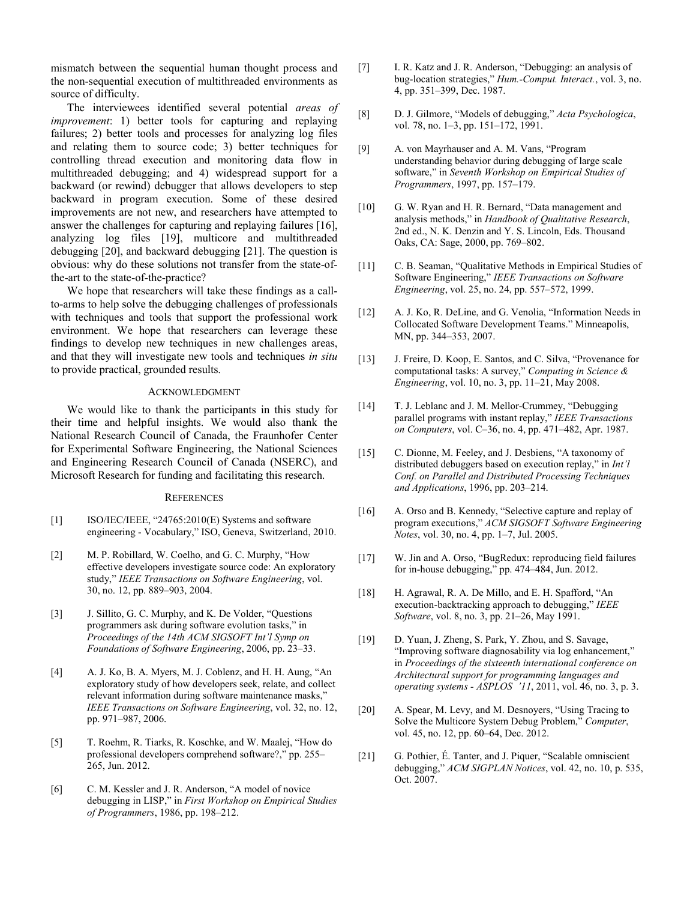mismatch between the sequential human thought process and the non-sequential execution of multithreaded environments as source of difficulty.

The interviewees identified several potential *areas of improvement*: 1) better tools for capturing and replaying failures; 2) better tools and processes for analyzing log files and relating them to source code; 3) better techniques for controlling thread execution and monitoring data flow in multithreaded debugging; and 4) widespread support for a backward (or rewind) debugger that allows developers to step backward in program execution. Some of these desired improvements are not new, and researchers have attempted to answer the challenges for capturing and replaying failures [16], analyzing log files [19], multicore and multithreaded debugging [20], and backward debugging [21]. The question is obvious: why do these solutions not transfer from the state-of-the-art to the state-of-the-practice?

We hope that researchers will take these findings as a call-to-arms to help solve the debugging challenges of professionals with techniques and tools that support the professional work environment. We hope that researchers can leverage these findings to develop new techniques in new challenges areas, and that they will investigate new tools and techniques *in situ* to provide practical, grounded results.

## Acknowledgment

We would like to thank the participants in this study for their time and helpful insights. We would also thank the National Research Council of Canada, the Fraunhofer Center for Experimental Software Engineering, the National Sciences and Engineering Research Council of Canada (NSERC), and Microsoft Research for funding and facilitating this research.

## References

[1] ISO/IEC/IEEE, "24765:2010(E) Systems and software engineering - Vocabulary," ISO, Geneva, Switzerland, 2010.

[2] M. P. Robillard, W. Coelho, and G. C. Murphy, "How effective developers investigate source code: An exploratory study," *IEEE Transactions on Software Engineering*, vol. 30, no. 12, pp. 889–903, 2004.

[3] J. Sillito, G. C. Murphy, and K. De Volder, "Questions programmers ask during software evolution tasks," in *Proceedings of the 14th ACM SIGSOFT Int'l Symp on Foundations of Software Engineering*, 2006, pp. 23–33.

[4] A. J. Ko, B. A. Myers, M. J. Coblenz, and H. H. Aung, "An exploratory study of how developers seek, relate, and collect relevant information during software maintenance masks," *IEEE Transactions on Software Engineering*, vol. 32, no. 12, pp. 971–987, 2006.

[5] T. Roehm, R. Tiarks, R. Koschke, and W. Maalej, "How do professional developers comprehend software?," pp. 255–265, Jun. 2012.

[6] C. M. Kessler and J. R. Anderson, "A model of novice debugging in LISP," in *First Workshop on Empirical Studies of Programmers*, 1986, pp. 198–212.

[7] I. R. Katz and J. R. Anderson, "Debugging: an analysis of bug-location strategies," *Hum.-Comput. Interact.*, vol. 3, no. 4, pp. 351–399, Dec. 1987.

[8] D. J. Gilmore, "Models of debugging," *Acta Psychologica*, vol. 78, no. 1–3, pp. 151–172, 1991.

[9] A. von Mayrhauser and A. M. Vans, "Program understanding behavior during debugging of large scale software," in *Seventh Workshop on Empirical Studies of Programmers*, 1997, pp. 157–179.

[10] G. W. Ryan and H. R. Bernard, "Data management and analysis methods," in *Handbook of Qualitative Research*, 2nd ed., N. K. Denzin and Y. S. Lincoln, Eds. Thousand Oaks, CA: Sage, 2000, pp. 769–802.

[11] C. B. Seaman, "Qualitative Methods in Empirical Studies of Software Engineering," *IEEE Transactions on Software Engineering*, vol. 25, no. 24, pp. 557–572, 1999.

[12] A. J. Ko, R. DeLine, and G. Venolia, "Information Needs in Collocated Software Development Teams." Minneapolis, MN, pp. 344–353, 2007.

[13] J. Freire, D. Koop, E. Santos, and C. Silva, "Provenance for computational tasks: A survey," *Computing in Science & Engineering*, vol. 10, no. 3, pp. 11–21, May 2008.

[14] T. J. Leblanc and J. M. Mellor-Crummey, "Debugging parallel programs with instant replay," *IEEE Transactions on Computers*, vol. C–36, no. 4, pp. 471–482, Apr. 1987.

[15] C. Dionne, M. Feeley, and J. Desbiens, "A taxonomy of distributed debuggers based on execution replay," in *Int'l Conf. on Parallel and Distributed Processing Techniques and Applications*, 1996, pp. 203–214.

[16] A. Orso and B. Kennedy, "Selective capture and replay of program executions," *ACM SIGSOFT Software Engineering Notes*, vol. 30, no. 4, pp. 1–7, Jul. 2005.

[17] W. Jin and A. Orso, "BugRedux: reproducing field failures for in-house debugging," pp. 474–484, Jun. 2012.

[18] H. Agrawal, R. A. De Millo, and E. H. Spafford, "An execution-backtracking approach to debugging," *IEEE Software*, vol. 8, no. 3, pp. 21–26, May 1991.

[19] D. Yuan, J. Zheng, S. Park, Y. Zhou, and S. Savage, "Improving software diagnosability via log enhancement," in *Proceedings of the sixteenth international conference on Architectural support for programming languages and operating systems - ASPLOS '11*, 2011, vol. 46, no. 3, p. 3.

[20] A. Spear, M. Levy, and M. Desnoyers, "Using Tracing to Solve the Multicore System Debug Problem," *Computer*, vol. 45, no. 12, pp. 60–64, Dec. 2012.

[21] G. Pothier, É. Tanter, and J. Piquer, "Scalable omniscient debugging," *ACM SIGPLAN Notices*, vol. 42, no. 10, p. 535, Oct. 2007.